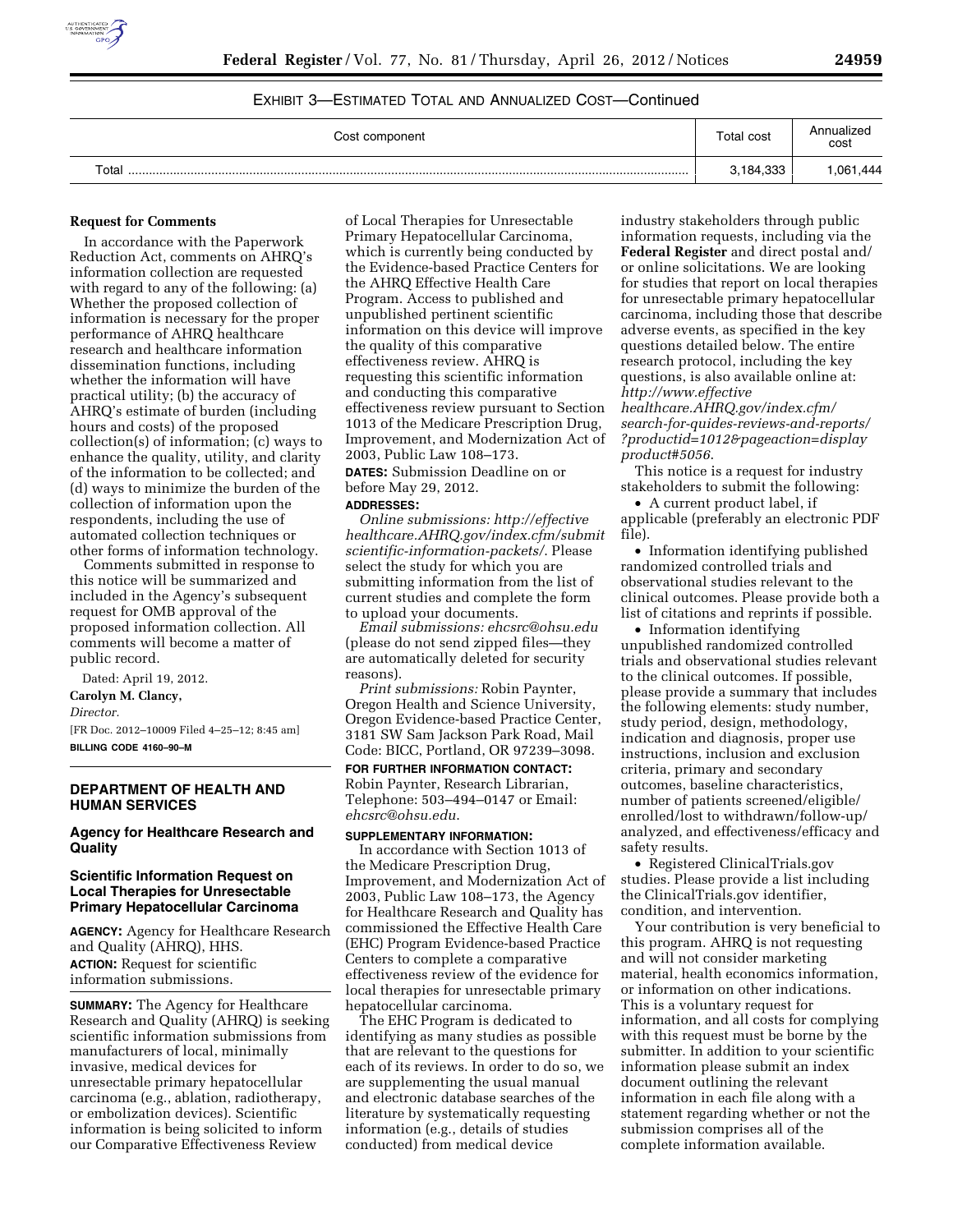EXHIBIT 3—ESTIMATED TOTAL AND ANNUALIZED COST—Continued

| Cost component | Total cost | Annualized cost |
|---|---|---|
| Total | 3,184,333 | 1,061,444 |

**Request for Comments**

In accordance with the Paperwork Reduction Act, comments on AHRQ's information collection are requested with regard to any of the following: (a) Whether the proposed collection of information is necessary for the proper performance of AHRQ healthcare research and healthcare information dissemination functions, including whether the information will have practical utility; (b) the accuracy of AHRQ's estimate of burden (including hours and costs) of the proposed collection(s) of information; (c) ways to enhance the quality, utility, and clarity of the information to be collected; and (d) ways to minimize the burden of the collection of information upon the respondents, including the use of automated collection techniques or other forms of information technology.

Comments submitted in response to this notice will be summarized and included in the Agency's subsequent request for OMB approval of the proposed information collection. All comments will become a matter of public record.

Dated: April 19, 2012.

**Carolyn M. Clancy,**

*Director.*

[FR Doc. 2012–10009 Filed 4–25–12; 8:45 am]

**BILLING CODE 4160–90–M**

## DEPARTMENT OF HEALTH AND HUMAN SERVICES

### Agency for Healthcare Research and Quality

### Scientific Information Request on Local Therapies for Unresectable Primary Hepatocellular Carcinoma

**AGENCY:** Agency for Healthcare Research and Quality (AHRQ), HHS.

**ACTION:** Request for scientific information submissions.

**SUMMARY:** The Agency for Healthcare Research and Quality (AHRQ) is seeking scientific information submissions from manufacturers of local, minimally invasive, medical devices for unresectable primary hepatocellular carcinoma (e.g., ablation, radiotherapy, or embolization devices). Scientific information is being solicited to inform our Comparative Effectiveness Review of Local Therapies for Unresectable Primary Hepatocellular Carcinoma, which is currently being conducted by the Evidence-based Practice Centers for the AHRQ Effective Health Care Program. Access to published and unpublished pertinent scientific information on this device will improve the quality of this comparative effectiveness review. AHRQ is requesting this scientific information and conducting this comparative effectiveness review pursuant to Section 1013 of the Medicare Prescription Drug, Improvement, and Modernization Act of 2003, Public Law 108–173.

**DATES:** Submission Deadline on or before May 29, 2012.

**ADDRESSES:**

*Online submissions: http://effectivehealthcare.AHRQ.gov/index.cfm/submitscientific-information-packets/.* Please select the study for which you are submitting information from the list of current studies and complete the form to upload your documents.

*Email submissions: ehcsrc@ohsu.edu* (please do not send zipped files—they are automatically deleted for security reasons).

*Print submissions:* Robin Paynter, Oregon Health and Science University, Oregon Evidence-based Practice Center, 3181 SW Sam Jackson Park Road, Mail Code: BICC, Portland, OR 97239–3098.

**FOR FURTHER INFORMATION CONTACT:** Robin Paynter, Research Librarian, Telephone: 503–494–0147 or Email: *ehcsrc@ohsu.edu.*

**SUPPLEMENTARY INFORMATION:**

In accordance with Section 1013 of the Medicare Prescription Drug, Improvement, and Modernization Act of 2003, Public Law 108–173, the Agency for Healthcare Research and Quality has commissioned the Effective Health Care (EHC) Program Evidence-based Practice Centers to complete a comparative effectiveness review of the evidence for local therapies for unresectable primary hepatocellular carcinoma.

The EHC Program is dedicated to identifying as many studies as possible that are relevant to the questions for each of its reviews. In order to do so, we are supplementing the usual manual and electronic database searches of the literature by systematically requesting information (e.g., details of studies conducted) from medical device industry stakeholders through public information requests, including via the **Federal Register** and direct postal and/or online solicitations. We are looking for studies that report on local therapies for unresectable primary hepatocellular carcinoma, including those that describe adverse events, as specified in the key questions detailed below. The entire research protocol, including the key questions, is also available online at: *http://www.effectivehealthcare.AHRQ.gov/index.cfm/search-for-guides-reviews-and-reports/?productid=1012&pageaction=displayproduct#5056.*

This notice is a request for industry stakeholders to submit the following:

- A current product label, if applicable (preferably an electronic PDF file).
- Information identifying published randomized controlled trials and observational studies relevant to the clinical outcomes. Please provide both a list of citations and reprints if possible.
- Information identifying unpublished randomized controlled trials and observational studies relevant to the clinical outcomes. If possible, please provide a summary that includes the following elements: study number, study period, design, methodology, indication and diagnosis, proper use instructions, inclusion and exclusion criteria, primary and secondary outcomes, baseline characteristics, number of patients screened/eligible/enrolled/lost to withdrawn/follow-up/analyzed, and effectiveness/efficacy and safety results.
- Registered ClinicalTrials.gov studies. Please provide a list including the ClinicalTrials.gov identifier, condition, and intervention.

Your contribution is very beneficial to this program. AHRQ is not requesting and will not consider marketing material, health economics information, or information on other indications. This is a voluntary request for information, and all costs for complying with this request must be borne by the submitter. In addition to your scientific information please submit an index document outlining the relevant information in each file along with a statement regarding whether or not the submission comprises all of the complete information available.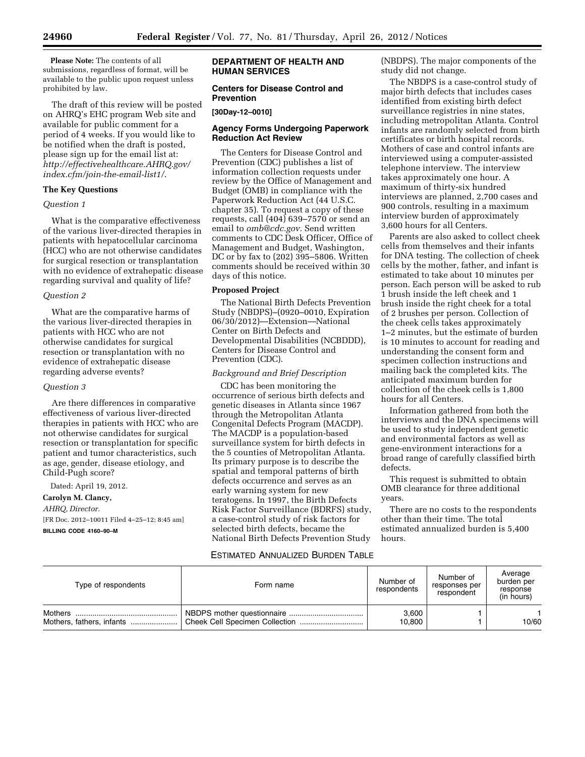**Please Note:** The contents of all submissions, regardless of format, will be available to the public upon request unless prohibited by law.

The draft of this review will be posted on AHRQ's EHC program Web site and available for public comment for a period of 4 weeks. If you would like to be notified when the draft is posted, please sign up for the email list at: *http://effectivehealthcare.AHRQ.gov/index.cfm/join-the-email-list1/.*

**The Key Questions**

*Question 1*

What is the comparative effectiveness of the various liver-directed therapies in patients with hepatocellular carcinoma (HCC) who are not otherwise candidates for surgical resection or transplantation with no evidence of extrahepatic disease regarding survival and quality of life?

*Question 2*

What are the comparative harms of the various liver-directed therapies in patients with HCC who are not otherwise candidates for surgical resection or transplantation with no evidence of extrahepatic disease regarding adverse events?

*Question 3*

Are there differences in comparative effectiveness of various liver-directed therapies in patients with HCC who are not otherwise candidates for surgical resection or transplantation for specific patient and tumor characteristics, such as age, gender, disease etiology, and Child-Pugh score?

Dated: April 19, 2012.

**Carolyn M. Clancy,**

*AHRQ, Director.*

[FR Doc. 2012–10011 Filed 4–25–12; 8:45 am]

**BILLING CODE 4160–90–M**

**DEPARTMENT OF HEALTH AND HUMAN SERVICES**

**Centers for Disease Control and Prevention**

**[30Day-12–0010]**

**Agency Forms Undergoing Paperwork Reduction Act Review**

The Centers for Disease Control and Prevention (CDC) publishes a list of information collection requests under review by the Office of Management and Budget (OMB) in compliance with the Paperwork Reduction Act (44 U.S.C. chapter 35). To request a copy of these requests, call (404) 639–7570 or send an email to *omb@cdc.gov.* Send written comments to CDC Desk Officer, Office of Management and Budget, Washington, DC or by fax to (202) 395–5806. Written comments should be received within 30 days of this notice.

**Proposed Project**

The National Birth Defects Prevention Study (NBDPS)–(0920–0010, Expiration 06/30/2012)—Extension—National Center on Birth Defects and Developmental Disabilities (NCBDDD), Centers for Disease Control and Prevention (CDC).

*Background and Brief Description*

CDC has been monitoring the occurrence of serious birth defects and genetic diseases in Atlanta since 1967 through the Metropolitan Atlanta Congenital Defects Program (MACDP). The MACDP is a population-based surveillance system for birth defects in the 5 counties of Metropolitan Atlanta. Its primary purpose is to describe the spatial and temporal patterns of birth defects occurrence and serves as an early warning system for new teratogens. In 1997, the Birth Defects Risk Factor Surveillance (BDRFS) study, a case-control study of risk factors for selected birth defects, became the National Birth Defects Prevention Study (NBDPS). The major components of the study did not change.

The NBDPS is a case-control study of major birth defects that includes cases identified from existing birth defect surveillance registries in nine states, including metropolitan Atlanta. Control infants are randomly selected from birth certificates or birth hospital records. Mothers of case and control infants are interviewed using a computer-assisted telephone interview. The interview takes approximately one hour. A maximum of thirty-six hundred interviews are planned, 2,700 cases and 900 controls, resulting in a maximum interview burden of approximately 3,600 hours for all Centers.

Parents are also asked to collect cheek cells from themselves and their infants for DNA testing. The collection of cheek cells by the mother, father, and infant is estimated to take about 10 minutes per person. Each person will be asked to rub 1 brush inside the left cheek and 1 brush inside the right cheek for a total of 2 brushes per person. Collection of the cheek cells takes approximately 1–2 minutes, but the estimate of burden is 10 minutes to account for reading and understanding the consent form and specimen collection instructions and mailing back the completed kits. The anticipated maximum burden for collection of the cheek cells is 1,800 hours for all Centers.

Information gathered from both the interviews and the DNA specimens will be used to study independent genetic and environmental factors as well as gene-environment interactions for a broad range of carefully classified birth defects.

This request is submitted to obtain OMB clearance for three additional years.

There are no costs to the respondents other than their time. The total estimated annualized burden is 5,400 hours.

ESTIMATED ANNUALIZED BURDEN TABLE

| Type of respondents | Form name | Number of respondents | Number of responses per respondent | Average burden per response (in hours) |
|---|---|---|---|---|
| Mothers | NBDPS mother questionnaire | 3,600 | 1 | 1 |
| Mothers, fathers, infants | Cheek Cell Specimen Collection | 10,800 | 1 | 10/60 |